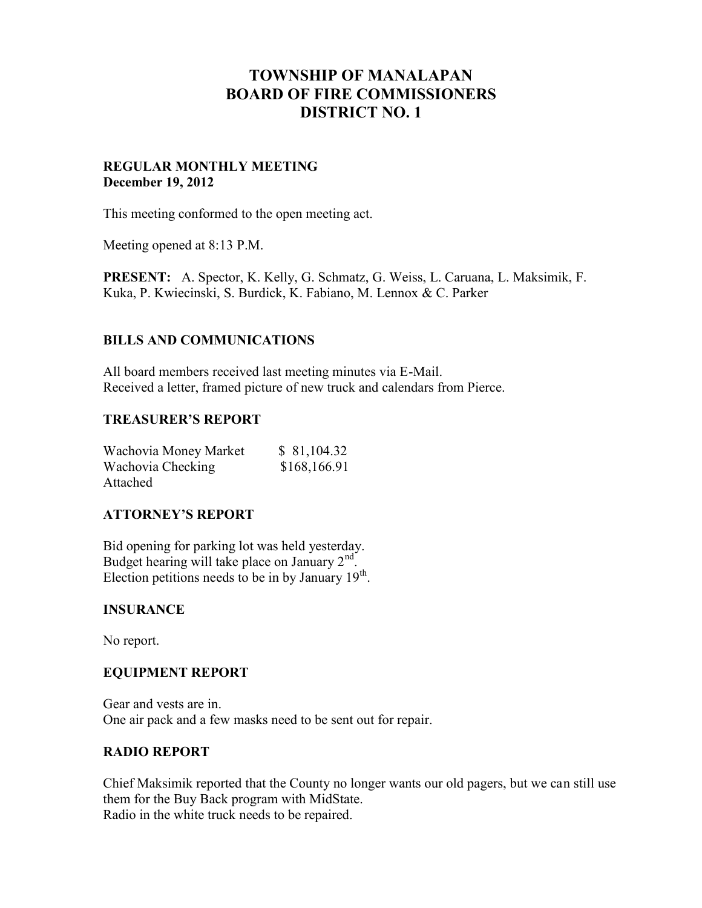# TOWNSHIP OF MANALAPAN
# BOARD OF FIRE COMMISSIONERS
# DISTRICT NO. 1

**REGULAR MONTHLY MEETING**
**December 19, 2012**

This meeting conformed to the open meeting act.

Meeting opened at 8:13 P.M.

**PRESENT:** A. Spector, K. Kelly, G. Schmatz, G. Weiss, L. Caruana, L. Maksimik, F. Kuka, P. Kwiecinski, S. Burdick, K. Fabiano, M. Lennox & C. Parker

## BILLS AND COMMUNICATIONS

All board members received last meeting minutes via E-Mail.
Received a letter, framed picture of new truck and calendars from Pierce.

## TREASURER'S REPORT

| | |
|---|---|
| Wachovia Money Market | $ 81,104.32 |
| Wachovia Checking | $168,166.91 |

Attached

## ATTORNEY'S REPORT

Bid opening for parking lot was held yesterday.
Budget hearing will take place on January 2nd.
Election petitions needs to be in by January 19th.

## INSURANCE

No report.

## EQUIPMENT REPORT

Gear and vests are in.
One air pack and a few masks need to be sent out for repair.

## RADIO REPORT

Chief Maksimik reported that the County no longer wants our old pagers, but we can still use them for the Buy Back program with MidState.
Radio in the white truck needs to be repaired.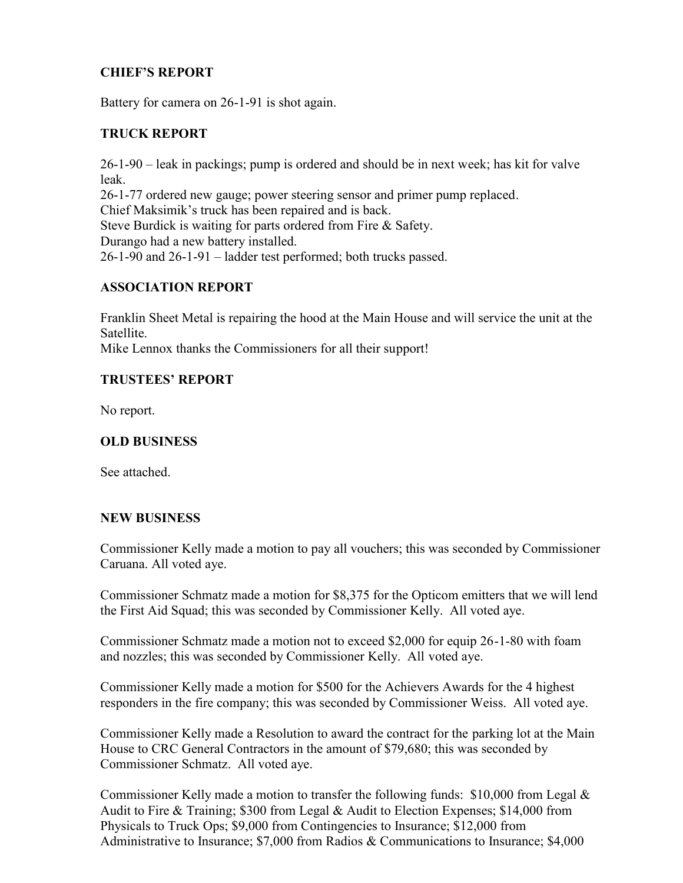### CHIEF'S REPORT

Battery for camera on 26-1-91 is shot again.

### TRUCK REPORT

26-1-90 – leak in packings; pump is ordered and should be in next week; has kit for valve leak.
26-1-77 ordered new gauge; power steering sensor and primer pump replaced.
Chief Maksimik's truck has been repaired and is back.
Steve Burdick is waiting for parts ordered from Fire & Safety.
Durango had a new battery installed.
26-1-90 and 26-1-91 – ladder test performed; both trucks passed.

### ASSOCIATION REPORT

Franklin Sheet Metal is repairing the hood at the Main House and will service the unit at the Satellite.
Mike Lennox thanks the Commissioners for all their support!

### TRUSTEES' REPORT

No report.

### OLD BUSINESS

See attached.

### NEW BUSINESS

Commissioner Kelly made a motion to pay all vouchers; this was seconded by Commissioner Caruana. All voted aye.

Commissioner Schmatz made a motion for $8,375 for the Opticom emitters that we will lend the First Aid Squad; this was seconded by Commissioner Kelly. All voted aye.

Commissioner Schmatz made a motion not to exceed $2,000 for equip 26-1-80 with foam and nozzles; this was seconded by Commissioner Kelly. All voted aye.

Commissioner Kelly made a motion for $500 for the Achievers Awards for the 4 highest responders in the fire company; this was seconded by Commissioner Weiss. All voted aye.

Commissioner Kelly made a Resolution to award the contract for the parking lot at the Main House to CRC General Contractors in the amount of $79,680; this was seconded by Commissioner Schmatz. All voted aye.

Commissioner Kelly made a motion to transfer the following funds: $10,000 from Legal & Audit to Fire & Training; $300 from Legal & Audit to Election Expenses; $14,000 from Physicals to Truck Ops; $9,000 from Contingencies to Insurance; $12,000 from Administrative to Insurance; $7,000 from Radios & Communications to Insurance; $4,000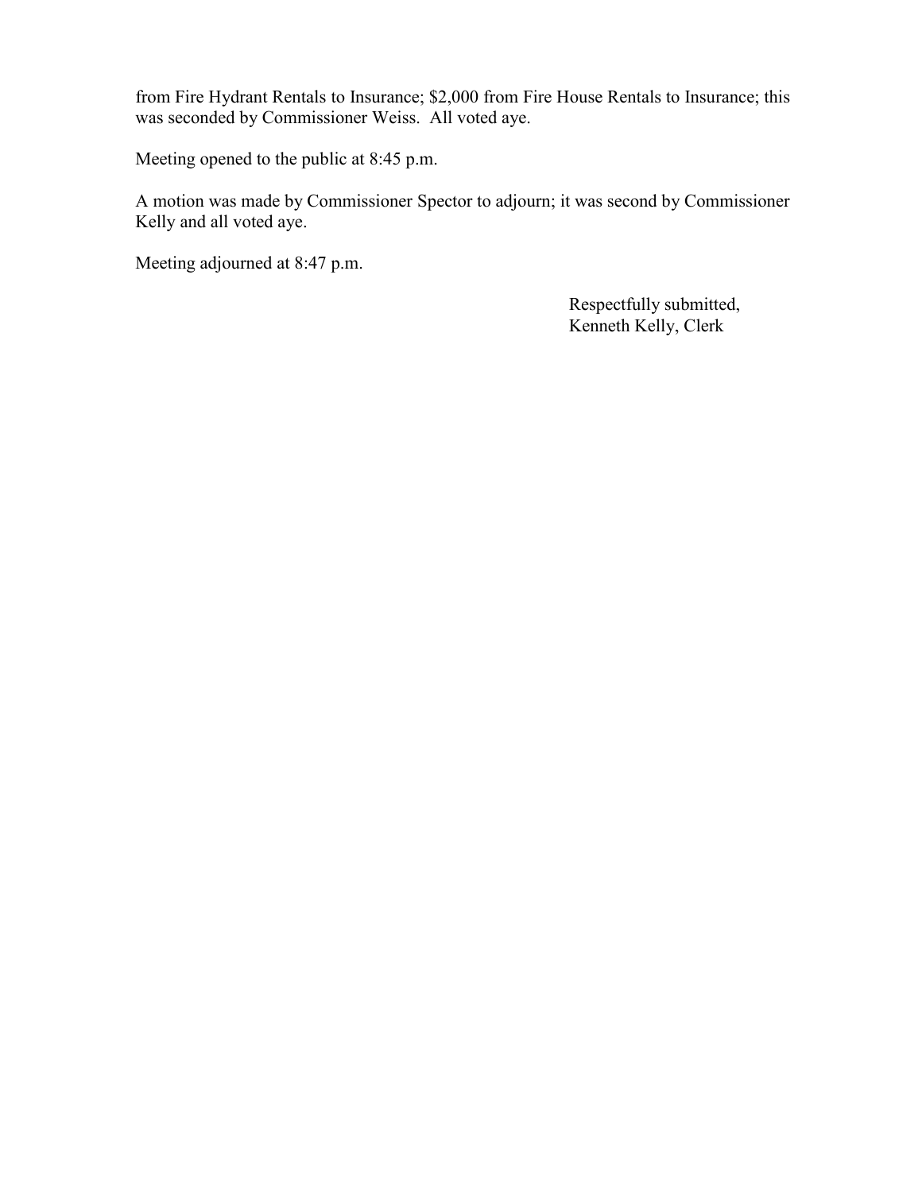from Fire Hydrant Rentals to Insurance; $2,000 from Fire House Rentals to Insurance; this was seconded by Commissioner Weiss. All voted aye.

Meeting opened to the public at 8:45 p.m.

A motion was made by Commissioner Spector to adjourn; it was second by Commissioner Kelly and all voted aye.

Meeting adjourned at 8:47 p.m.

Respectfully submitted,
Kenneth Kelly, Clerk